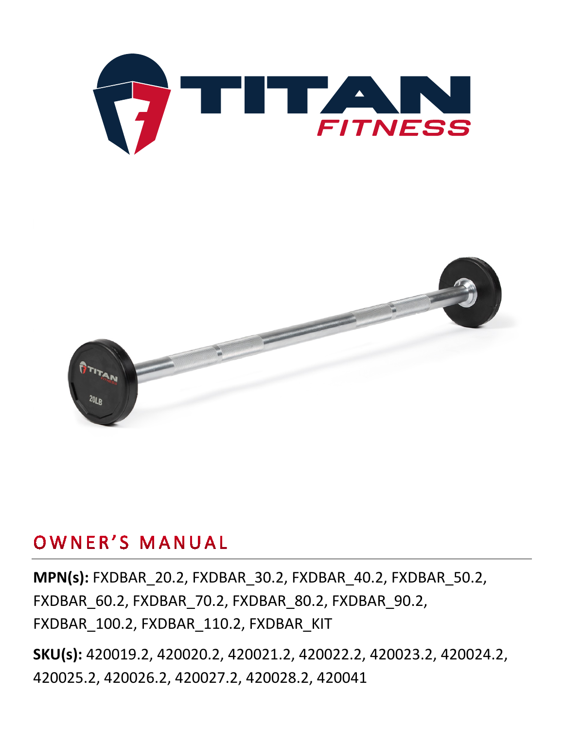# OWNER'S MANUAL

**MPN(s):** FXDBAR_20.2, FXDBAR_30.2, FXDBAR_40.2, FXDBAR_50.2, FXDBAR_60.2, FXDBAR_70.2, FXDBAR_80.2, FXDBAR_90.2, FXDBAR_100.2, FXDBAR_110.2, FXDBAR_KIT

**SKU(s):** 420019.2, 420020.2, 420021.2, 420022.2, 420023.2, 420024.2, 420025.2, 420026.2, 420027.2, 420028.2, 420041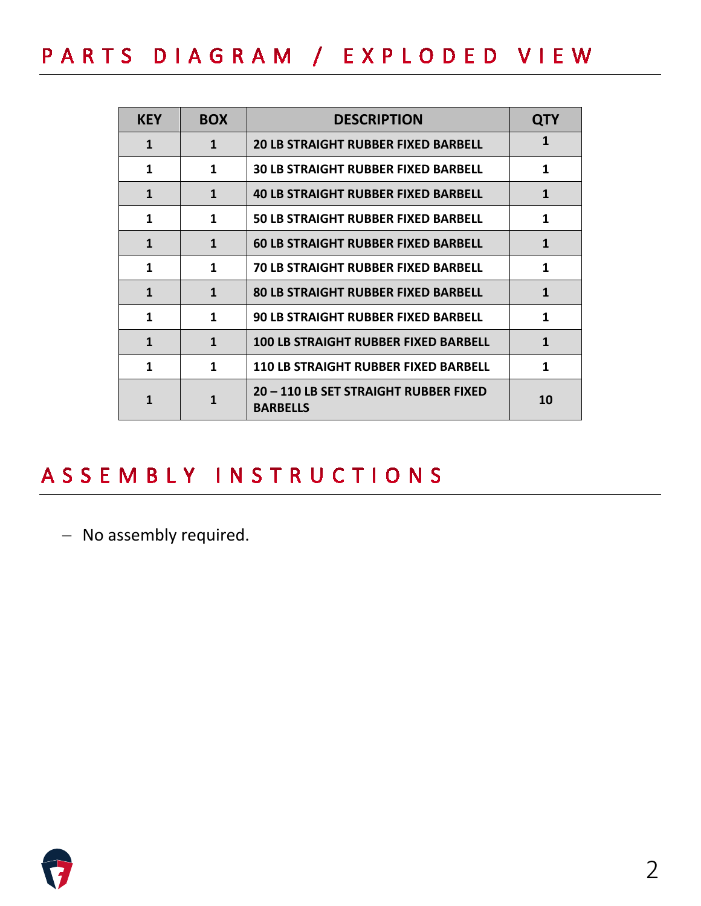# PARTS DIAGRAM / EXPLODED VIEW

| KEY | BOX | DESCRIPTION | QTY |
|---|---|---|---|
| 1 | 1 | 20 LB STRAIGHT RUBBER FIXED BARBELL | 1 |
| 1 | 1 | 30 LB STRAIGHT RUBBER FIXED BARBELL | 1 |
| 1 | 1 | 40 LB STRAIGHT RUBBER FIXED BARBELL | 1 |
| 1 | 1 | 50 LB STRAIGHT RUBBER FIXED BARBELL | 1 |
| 1 | 1 | 60 LB STRAIGHT RUBBER FIXED BARBELL | 1 |
| 1 | 1 | 70 LB STRAIGHT RUBBER FIXED BARBELL | 1 |
| 1 | 1 | 80 LB STRAIGHT RUBBER FIXED BARBELL | 1 |
| 1 | 1 | 90 LB STRAIGHT RUBBER FIXED BARBELL | 1 |
| 1 | 1 | 100 LB STRAIGHT RUBBER FIXED BARBELL | 1 |
| 1 | 1 | 110 LB STRAIGHT RUBBER FIXED BARBELL | 1 |
| 1 | 1 | 20 – 110 LB SET STRAIGHT RUBBER FIXED BARBELLS | 10 |

# ASSEMBLY INSTRUCTIONS

- No assembly required.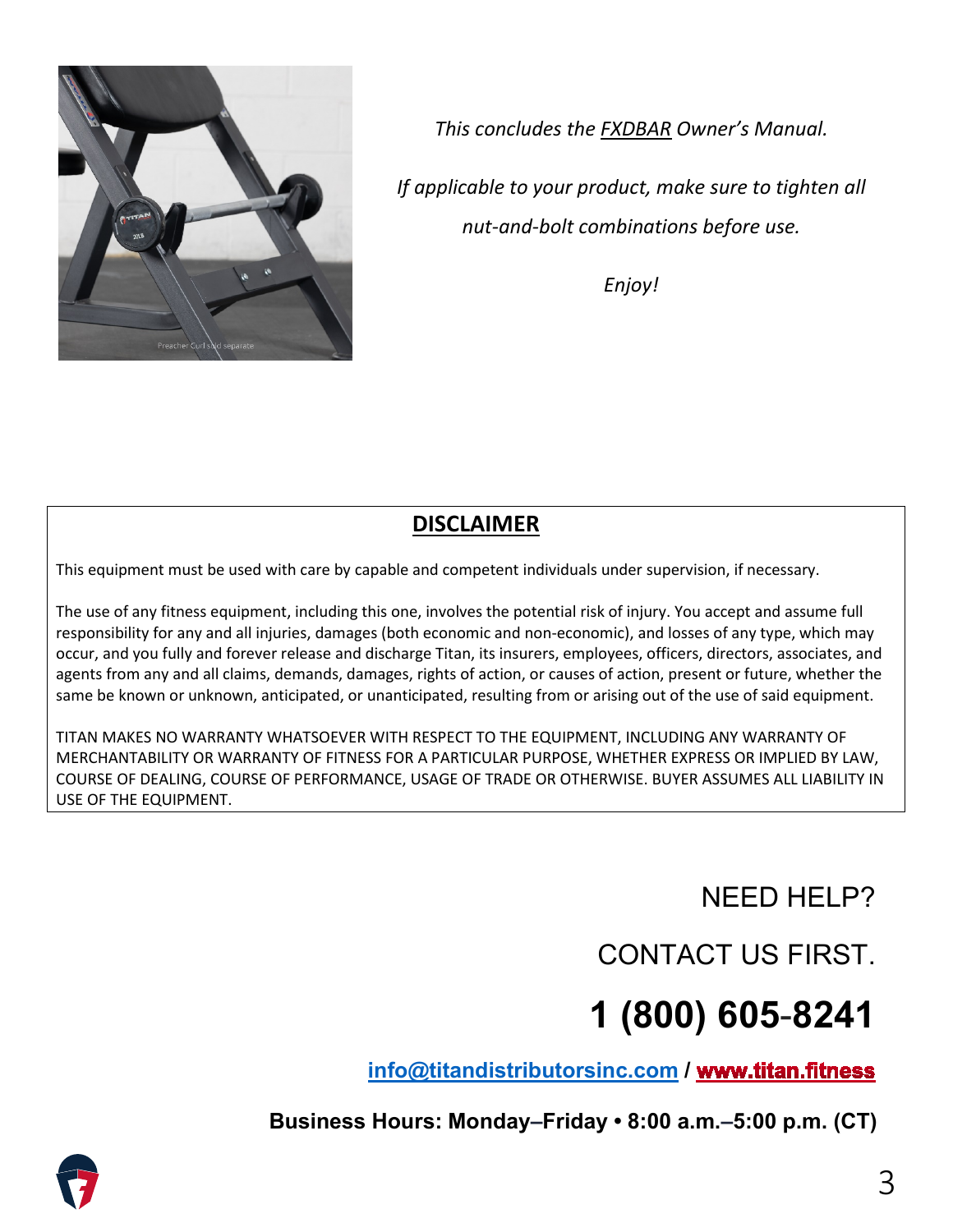*This concludes the FXDBAR Owner's Manual.*

*If applicable to your product, make sure to tighten all nut-and-bolt combinations before use.*

*Enjoy!*

## DISCLAIMER

This equipment must be used with care by capable and competent individuals under supervision, if necessary.

The use of any fitness equipment, including this one, involves the potential risk of injury. You accept and assume full responsibility for any and all injuries, damages (both economic and non-economic), and losses of any type, which may occur, and you fully and forever release and discharge Titan, its insurers, employees, officers, directors, associates, and agents from any and all claims, demands, damages, rights of action, or causes of action, present or future, whether the same be known or unknown, anticipated, or unanticipated, resulting from or arising out of the use of said equipment.

TITAN MAKES NO WARRANTY WHATSOEVER WITH RESPECT TO THE EQUIPMENT, INCLUDING ANY WARRANTY OF MERCHANTABILITY OR WARRANTY OF FITNESS FOR A PARTICULAR PURPOSE, WHETHER EXPRESS OR IMPLIED BY LAW, COURSE OF DEALING, COURSE OF PERFORMANCE, USAGE OF TRADE OR OTHERWISE. BUYER ASSUMES ALL LIABILITY IN USE OF THE EQUIPMENT.

NEED HELP?

CONTACT US FIRST.

**1 (800) 605-8241**

**info@titandistributorsinc.com / www.titan.fitness**

**Business Hours: Monday–Friday • 8:00 a.m.–5:00 p.m. (CT)**